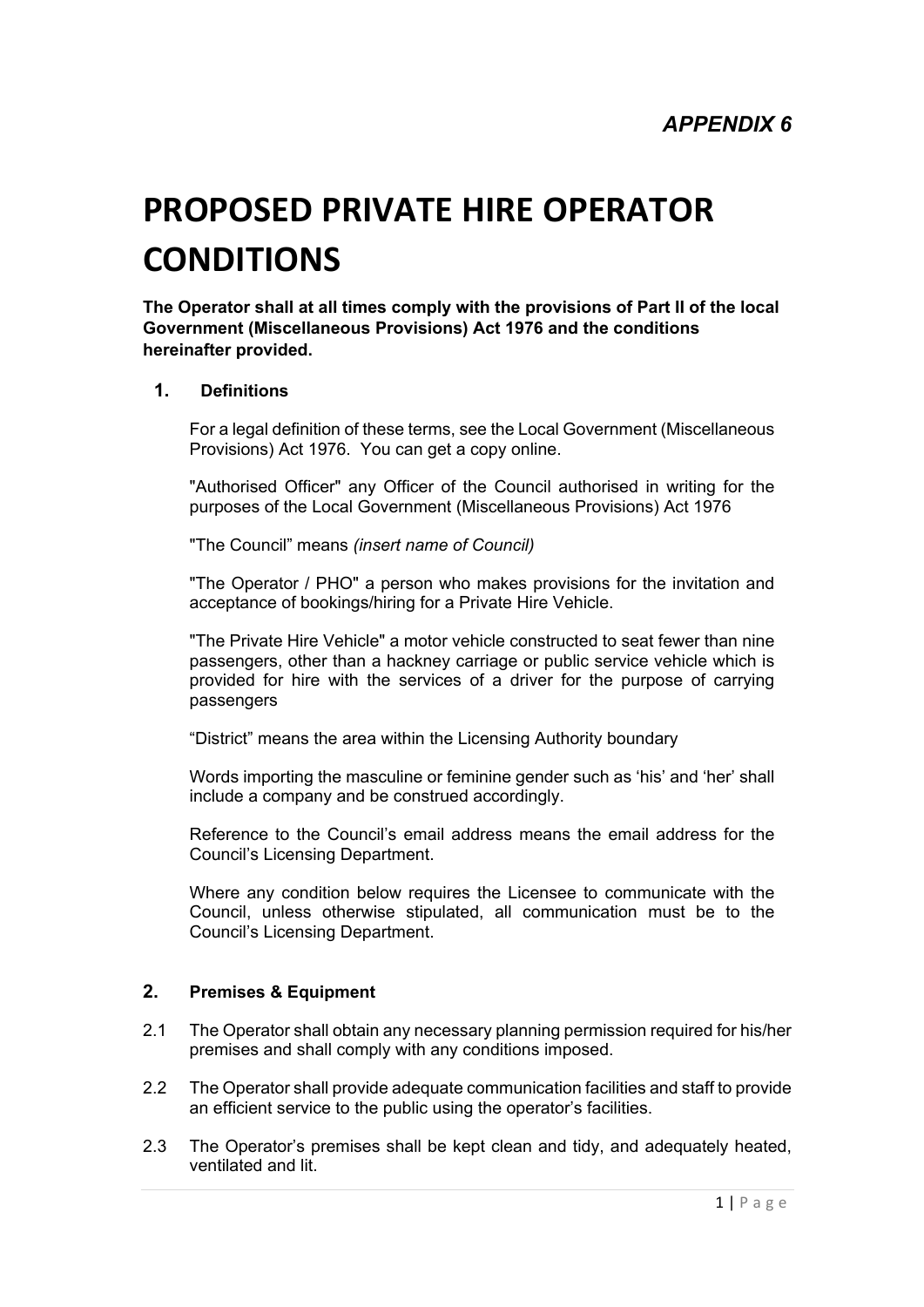*APPENDIX 6*

# PROPOSED PRIVATE HIRE OPERATOR CONDITIONS

**The Operator shall at all times comply with the provisions of Part II of the local Government (Miscellaneous Provisions) Act 1976 and the conditions hereinafter provided.**

## 1. Definitions

For a legal definition of these terms, see the Local Government (Miscellaneous Provisions) Act 1976. You can get a copy online.

"Authorised Officer" any Officer of the Council authorised in writing for the purposes of the Local Government (Miscellaneous Provisions) Act 1976

"The Council" means *(insert name of Council)*

"The Operator / PHO" a person who makes provisions for the invitation and acceptance of bookings/hiring for a Private Hire Vehicle.

"The Private Hire Vehicle" a motor vehicle constructed to seat fewer than nine passengers, other than a hackney carriage or public service vehicle which is provided for hire with the services of a driver for the purpose of carrying passengers

"District" means the area within the Licensing Authority boundary

Words importing the masculine or feminine gender such as 'his' and 'her' shall include a company and be construed accordingly.

Reference to the Council's email address means the email address for the Council's Licensing Department.

Where any condition below requires the Licensee to communicate with the Council, unless otherwise stipulated, all communication must be to the Council's Licensing Department.

## 2. Premises & Equipment

2.1 The Operator shall obtain any necessary planning permission required for his/her premises and shall comply with any conditions imposed.

2.2 The Operator shall provide adequate communication facilities and staff to provide an efficient service to the public using the operator's facilities.

2.3 The Operator's premises shall be kept clean and tidy, and adequately heated, ventilated and lit.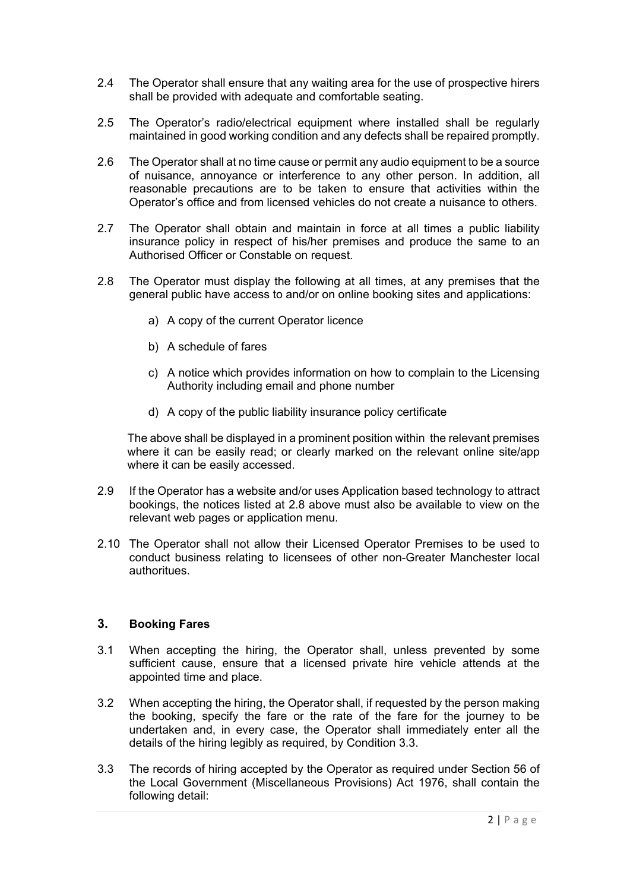2.4 The Operator shall ensure that any waiting area for the use of prospective hirers shall be provided with adequate and comfortable seating.

2.5 The Operator's radio/electrical equipment where installed shall be regularly maintained in good working condition and any defects shall be repaired promptly.

2.6 The Operator shall at no time cause or permit any audio equipment to be a source of nuisance, annoyance or interference to any other person. In addition, all reasonable precautions are to be taken to ensure that activities within the Operator's office and from licensed vehicles do not create a nuisance to others.

2.7 The Operator shall obtain and maintain in force at all times a public liability insurance policy in respect of his/her premises and produce the same to an Authorised Officer or Constable on request.

2.8 The Operator must display the following at all times, at any premises that the general public have access to and/or on online booking sites and applications:

a) A copy of the current Operator licence

b) A schedule of fares

c) A notice which provides information on how to complain to the Licensing Authority including email and phone number

d) A copy of the public liability insurance policy certificate

The above shall be displayed in a prominent position within the relevant premises where it can be easily read; or clearly marked on the relevant online site/app where it can be easily accessed.

2.9 If the Operator has a website and/or uses Application based technology to attract bookings, the notices listed at 2.8 above must also be available to view on the relevant web pages or application menu.

2.10 The Operator shall not allow their Licensed Operator Premises to be used to conduct business relating to licensees of other non-Greater Manchester local authoritues.

## 3. Booking Fares

3.1 When accepting the hiring, the Operator shall, unless prevented by some sufficient cause, ensure that a licensed private hire vehicle attends at the appointed time and place.

3.2 When accepting the hiring, the Operator shall, if requested by the person making the booking, specify the fare or the rate of the fare for the journey to be undertaken and, in every case, the Operator shall immediately enter all the details of the hiring legibly as required, by Condition 3.3.

3.3 The records of hiring accepted by the Operator as required under Section 56 of the Local Government (Miscellaneous Provisions) Act 1976, shall contain the following detail: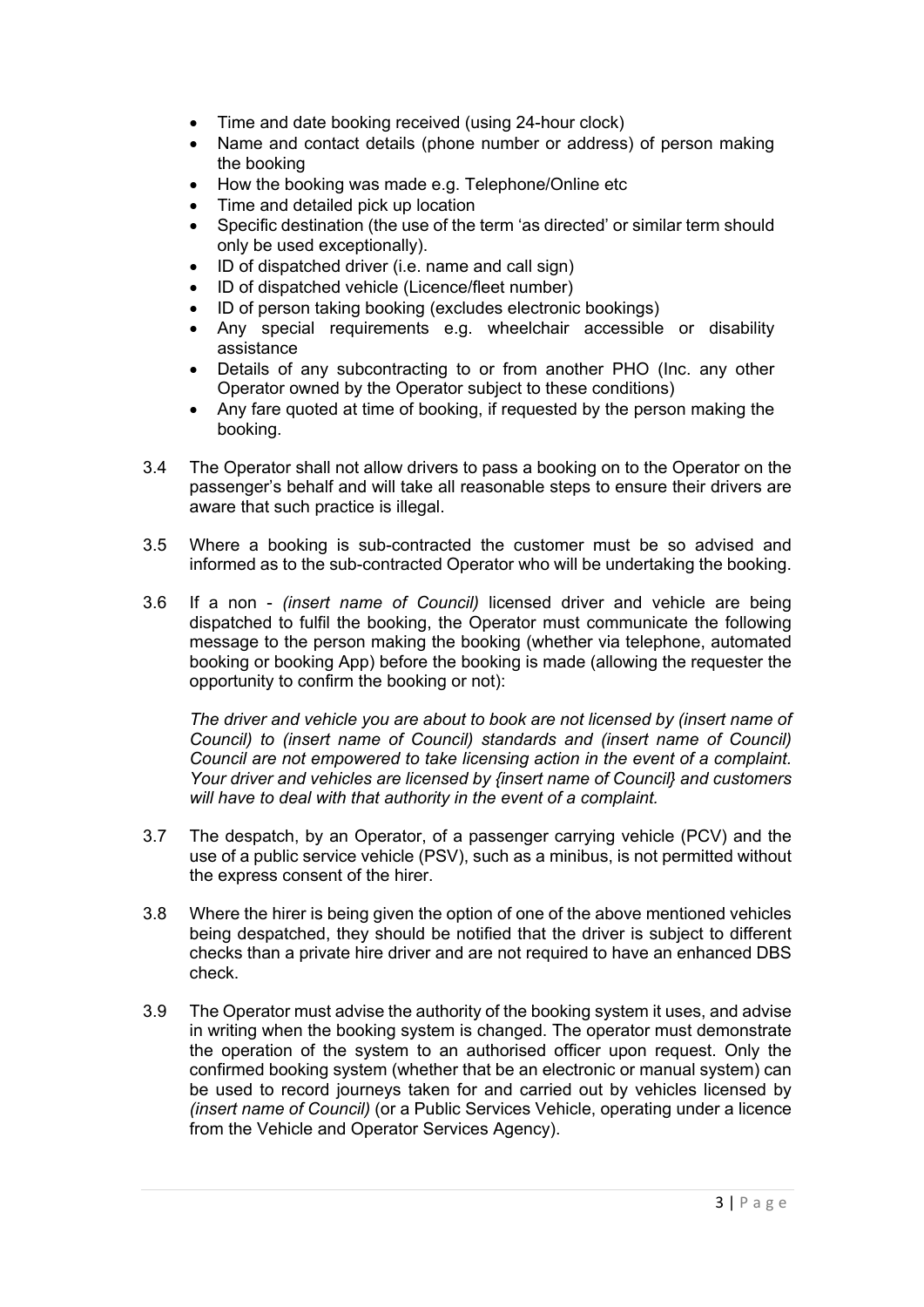- Time and date booking received (using 24-hour clock)
- Name and contact details (phone number or address) of person making the booking
- How the booking was made e.g. Telephone/Online etc
- Time and detailed pick up location
- Specific destination (the use of the term 'as directed' or similar term should only be used exceptionally).
- ID of dispatched driver (i.e. name and call sign)
- ID of dispatched vehicle (Licence/fleet number)
- ID of person taking booking (excludes electronic bookings)
- Any special requirements e.g. wheelchair accessible or disability assistance
- Details of any subcontracting to or from another PHO (Inc. any other Operator owned by the Operator subject to these conditions)
- Any fare quoted at time of booking, if requested by the person making the booking.

3.4 The Operator shall not allow drivers to pass a booking on to the Operator on the passenger's behalf and will take all reasonable steps to ensure their drivers are aware that such practice is illegal.

3.5 Where a booking is sub-contracted the customer must be so advised and informed as to the sub-contracted Operator who will be undertaking the booking.

3.6 If a non - *(insert name of Council)* licensed driver and vehicle are being dispatched to fulfil the booking, the Operator must communicate the following message to the person making the booking (whether via telephone, automated booking or booking App) before the booking is made (allowing the requester the opportunity to confirm the booking or not):

*The driver and vehicle you are about to book are not licensed by (insert name of Council) to (insert name of Council) standards and (insert name of Council) Council are not empowered to take licensing action in the event of a complaint. Your driver and vehicles are licensed by {insert name of Council} and customers will have to deal with that authority in the event of a complaint.*

3.7 The despatch, by an Operator, of a passenger carrying vehicle (PCV) and the use of a public service vehicle (PSV), such as a minibus, is not permitted without the express consent of the hirer.

3.8 Where the hirer is being given the option of one of the above mentioned vehicles being despatched, they should be notified that the driver is subject to different checks than a private hire driver and are not required to have an enhanced DBS check.

3.9 The Operator must advise the authority of the booking system it uses, and advise in writing when the booking system is changed. The operator must demonstrate the operation of the system to an authorised officer upon request. Only the confirmed booking system (whether that be an electronic or manual system) can be used to record journeys taken for and carried out by vehicles licensed by *(insert name of Council)* (or a Public Services Vehicle, operating under a licence from the Vehicle and Operator Services Agency).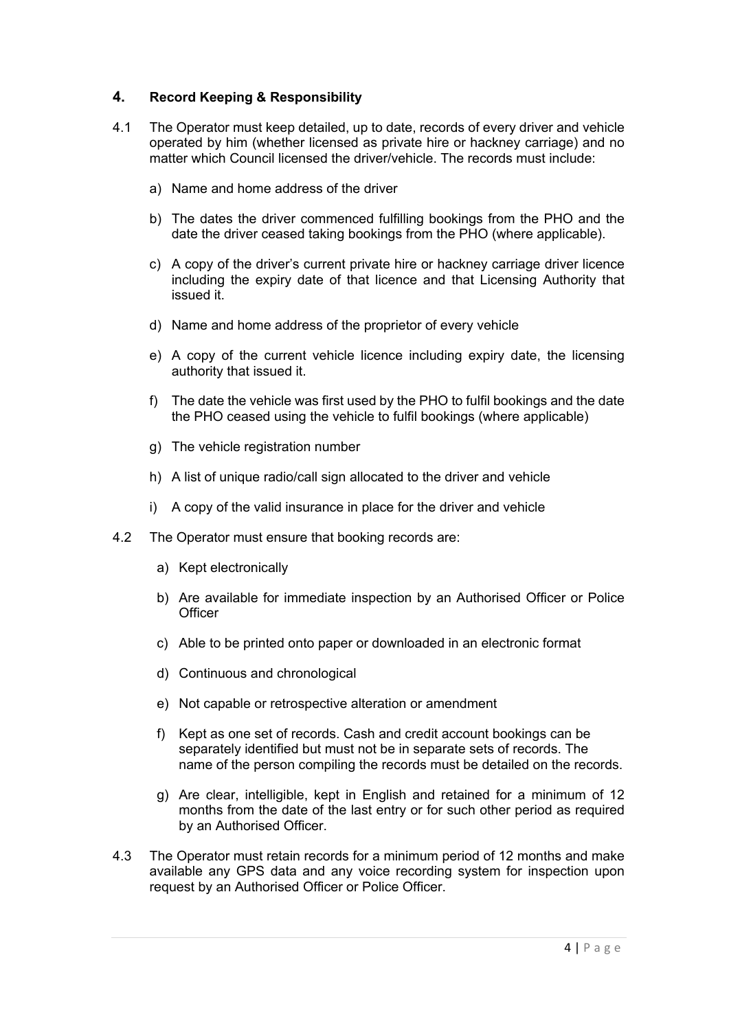## 4. Record Keeping & Responsibility

4.1 The Operator must keep detailed, up to date, records of every driver and vehicle operated by him (whether licensed as private hire or hackney carriage) and no matter which Council licensed the driver/vehicle. The records must include:

a) Name and home address of the driver

b) The dates the driver commenced fulfilling bookings from the PHO and the date the driver ceased taking bookings from the PHO (where applicable).

c) A copy of the driver's current private hire or hackney carriage driver licence including the expiry date of that licence and that Licensing Authority that issued it.

d) Name and home address of the proprietor of every vehicle

e) A copy of the current vehicle licence including expiry date, the licensing authority that issued it.

f) The date the vehicle was first used by the PHO to fulfil bookings and the date the PHO ceased using the vehicle to fulfil bookings (where applicable)

g) The vehicle registration number

h) A list of unique radio/call sign allocated to the driver and vehicle

i) A copy of the valid insurance in place for the driver and vehicle

4.2 The Operator must ensure that booking records are:

a) Kept electronically

b) Are available for immediate inspection by an Authorised Officer or Police Officer

c) Able to be printed onto paper or downloaded in an electronic format

d) Continuous and chronological

e) Not capable or retrospective alteration or amendment

f) Kept as one set of records. Cash and credit account bookings can be separately identified but must not be in separate sets of records. The name of the person compiling the records must be detailed on the records.

g) Are clear, intelligible, kept in English and retained for a minimum of 12 months from the date of the last entry or for such other period as required by an Authorised Officer.

4.3 The Operator must retain records for a minimum period of 12 months and make available any GPS data and any voice recording system for inspection upon request by an Authorised Officer or Police Officer.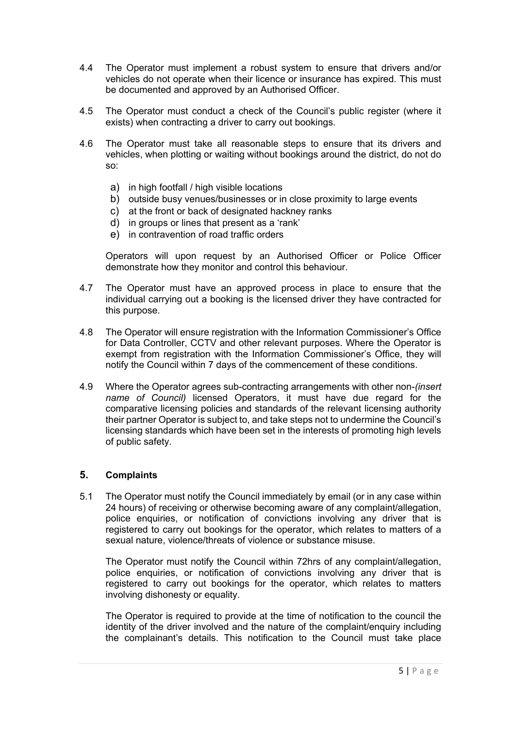4.4 The Operator must implement a robust system to ensure that drivers and/or vehicles do not operate when their licence or insurance has expired. This must be documented and approved by an Authorised Officer.

4.5 The Operator must conduct a check of the Council's public register (where it exists) when contracting a driver to carry out bookings.

4.6 The Operator must take all reasonable steps to ensure that its drivers and vehicles, when plotting or waiting without bookings around the district, do not do so:

a) in high footfall / high visible locations
b) outside busy venues/businesses or in close proximity to large events
c) at the front or back of designated hackney ranks
d) in groups or lines that present as a 'rank'
e) in contravention of road traffic orders

Operators will upon request by an Authorised Officer or Police Officer demonstrate how they monitor and control this behaviour.

4.7 The Operator must have an approved process in place to ensure that the individual carrying out a booking is the licensed driver they have contracted for this purpose.

4.8 The Operator will ensure registration with the Information Commissioner's Office for Data Controller, CCTV and other relevant purposes. Where the Operator is exempt from registration with the Information Commissioner's Office, they will notify the Council within 7 days of the commencement of these conditions.

4.9 Where the Operator agrees sub-contracting arrangements with other non-*(insert name of Council)* licensed Operators, it must have due regard for the comparative licensing policies and standards of the relevant licensing authority their partner Operator is subject to, and take steps not to undermine the Council's licensing standards which have been set in the interests of promoting high levels of public safety.

## 5. Complaints

5.1 The Operator must notify the Council immediately by email (or in any case within 24 hours) of receiving or otherwise becoming aware of any complaint/allegation, police enquiries, or notification of convictions involving any driver that is registered to carry out bookings for the operator, which relates to matters of a sexual nature, violence/threats of violence or substance misuse.

The Operator must notify the Council within 72hrs of any complaint/allegation, police enquiries, or notification of convictions involving any driver that is registered to carry out bookings for the operator, which relates to matters involving dishonesty or equality.

The Operator is required to provide at the time of notification to the council the identity of the driver involved and the nature of the complaint/enquiry including the complainant's details. This notification to the Council must take place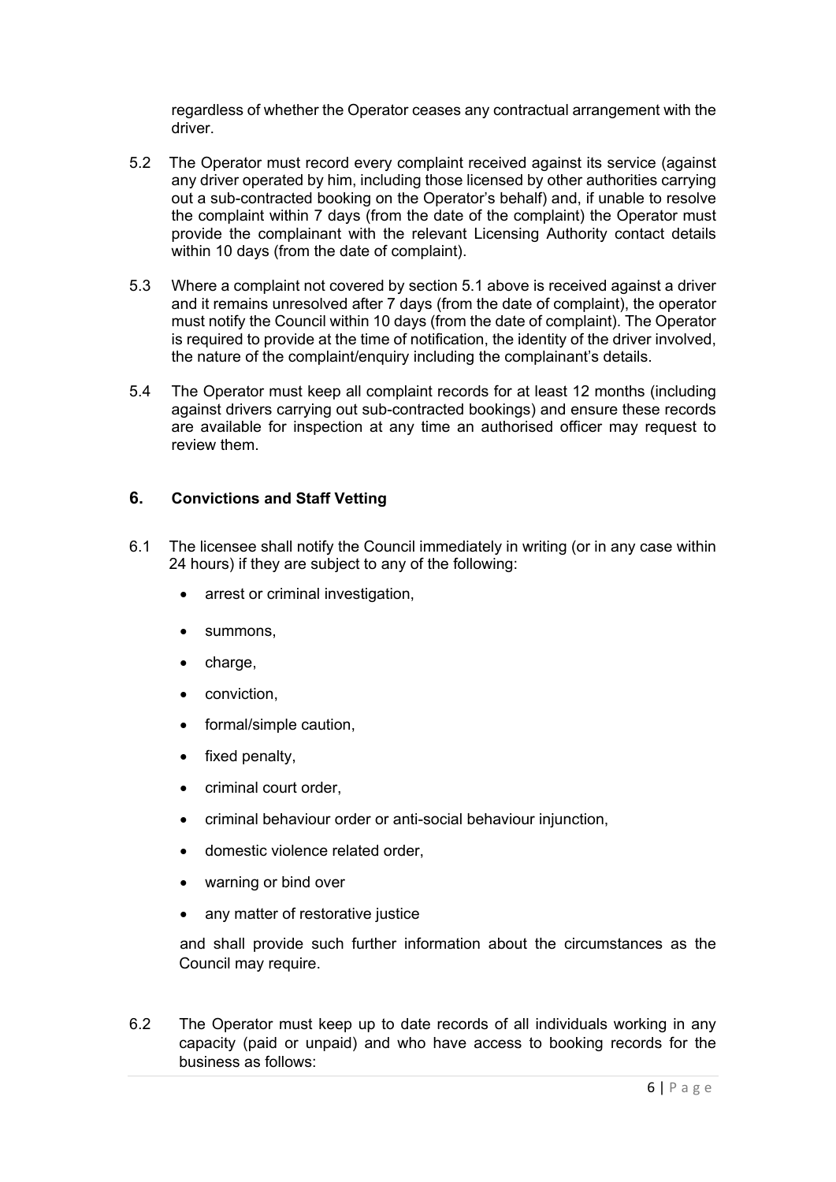regardless of whether the Operator ceases any contractual arrangement with the driver.

5.2 The Operator must record every complaint received against its service (against any driver operated by him, including those licensed by other authorities carrying out a sub-contracted booking on the Operator's behalf) and, if unable to resolve the complaint within 7 days (from the date of the complaint) the Operator must provide the complainant with the relevant Licensing Authority contact details within 10 days (from the date of complaint).

5.3 Where a complaint not covered by section 5.1 above is received against a driver and it remains unresolved after 7 days (from the date of complaint), the operator must notify the Council within 10 days (from the date of complaint). The Operator is required to provide at the time of notification, the identity of the driver involved, the nature of the complaint/enquiry including the complainant's details.

5.4 The Operator must keep all complaint records for at least 12 months (including against drivers carrying out sub-contracted bookings) and ensure these records are available for inspection at any time an authorised officer may request to review them.

## 6. Convictions and Staff Vetting

6.1 The licensee shall notify the Council immediately in writing (or in any case within 24 hours) if they are subject to any of the following:

- arrest or criminal investigation,
- summons,
- charge,
- conviction,
- formal/simple caution,
- fixed penalty,
- criminal court order,
- criminal behaviour order or anti-social behaviour injunction,
- domestic violence related order,
- warning or bind over
- any matter of restorative justice

and shall provide such further information about the circumstances as the Council may require.

6.2 The Operator must keep up to date records of all individuals working in any capacity (paid or unpaid) and who have access to booking records for the business as follows: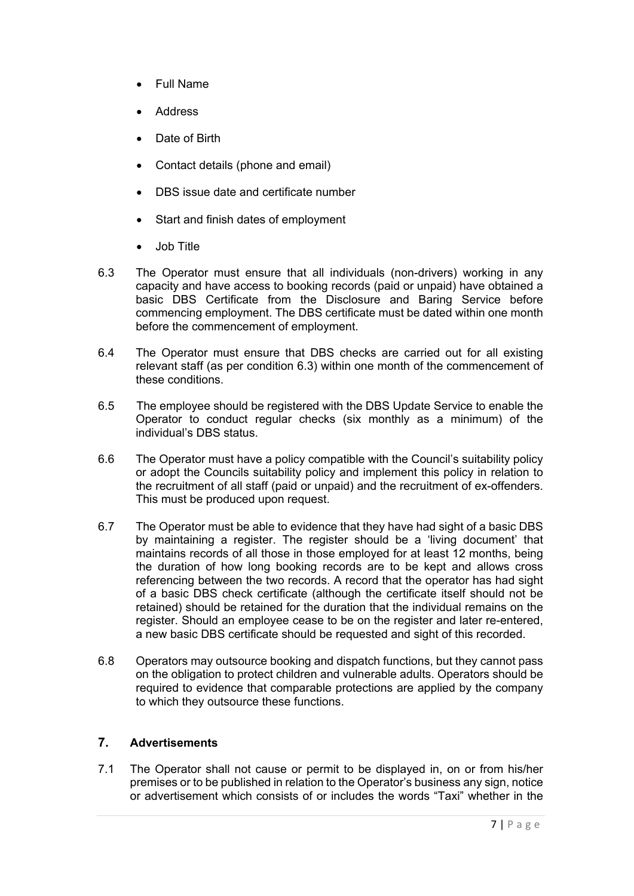- Full Name
- Address
- Date of Birth
- Contact details (phone and email)
- DBS issue date and certificate number
- Start and finish dates of employment
- Job Title

6.3 The Operator must ensure that all individuals (non-drivers) working in any capacity and have access to booking records (paid or unpaid) have obtained a basic DBS Certificate from the Disclosure and Baring Service before commencing employment. The DBS certificate must be dated within one month before the commencement of employment.

6.4 The Operator must ensure that DBS checks are carried out for all existing relevant staff (as per condition 6.3) within one month of the commencement of these conditions.

6.5 The employee should be registered with the DBS Update Service to enable the Operator to conduct regular checks (six monthly as a minimum) of the individual's DBS status.

6.6 The Operator must have a policy compatible with the Council's suitability policy or adopt the Councils suitability policy and implement this policy in relation to the recruitment of all staff (paid or unpaid) and the recruitment of ex-offenders. This must be produced upon request.

6.7 The Operator must be able to evidence that they have had sight of a basic DBS by maintaining a register. The register should be a 'living document' that maintains records of all those in those employed for at least 12 months, being the duration of how long booking records are to be kept and allows cross referencing between the two records. A record that the operator has had sight of a basic DBS check certificate (although the certificate itself should not be retained) should be retained for the duration that the individual remains on the register. Should an employee cease to be on the register and later re-entered, a new basic DBS certificate should be requested and sight of this recorded.

6.8 Operators may outsource booking and dispatch functions, but they cannot pass on the obligation to protect children and vulnerable adults. Operators should be required to evidence that comparable protections are applied by the company to which they outsource these functions.

## 7. Advertisements

7.1 The Operator shall not cause or permit to be displayed in, on or from his/her premises or to be published in relation to the Operator's business any sign, notice or advertisement which consists of or includes the words "Taxi" whether in the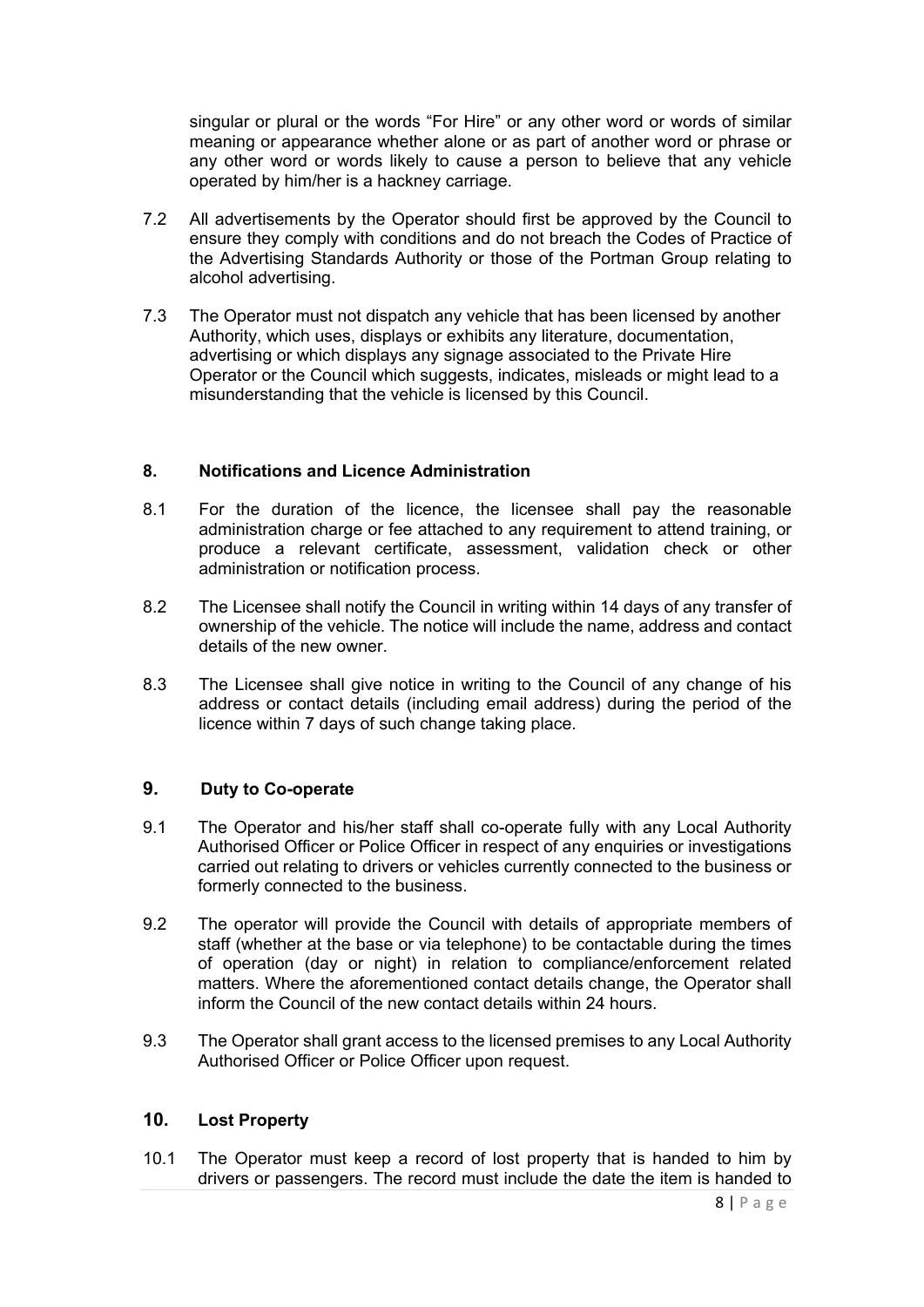singular or plural or the words "For Hire" or any other word or words of similar meaning or appearance whether alone or as part of another word or phrase or any other word or words likely to cause a person to believe that any vehicle operated by him/her is a hackney carriage.

7.2 All advertisements by the Operator should first be approved by the Council to ensure they comply with conditions and do not breach the Codes of Practice of the Advertising Standards Authority or those of the Portman Group relating to alcohol advertising.

7.3 The Operator must not dispatch any vehicle that has been licensed by another Authority, which uses, displays or exhibits any literature, documentation, advertising or which displays any signage associated to the Private Hire Operator or the Council which suggests, indicates, misleads or might lead to a misunderstanding that the vehicle is licensed by this Council.

## 8. Notifications and Licence Administration

8.1 For the duration of the licence, the licensee shall pay the reasonable administration charge or fee attached to any requirement to attend training, or produce a relevant certificate, assessment, validation check or other administration or notification process.

8.2 The Licensee shall notify the Council in writing within 14 days of any transfer of ownership of the vehicle. The notice will include the name, address and contact details of the new owner.

8.3 The Licensee shall give notice in writing to the Council of any change of his address or contact details (including email address) during the period of the licence within 7 days of such change taking place.

## 9. Duty to Co-operate

9.1 The Operator and his/her staff shall co-operate fully with any Local Authority Authorised Officer or Police Officer in respect of any enquiries or investigations carried out relating to drivers or vehicles currently connected to the business or formerly connected to the business.

9.2 The operator will provide the Council with details of appropriate members of staff (whether at the base or via telephone) to be contactable during the times of operation (day or night) in relation to compliance/enforcement related matters. Where the aforementioned contact details change, the Operator shall inform the Council of the new contact details within 24 hours.

9.3 The Operator shall grant access to the licensed premises to any Local Authority Authorised Officer or Police Officer upon request.

## 10. Lost Property

10.1 The Operator must keep a record of lost property that is handed to him by drivers or passengers. The record must include the date the item is handed to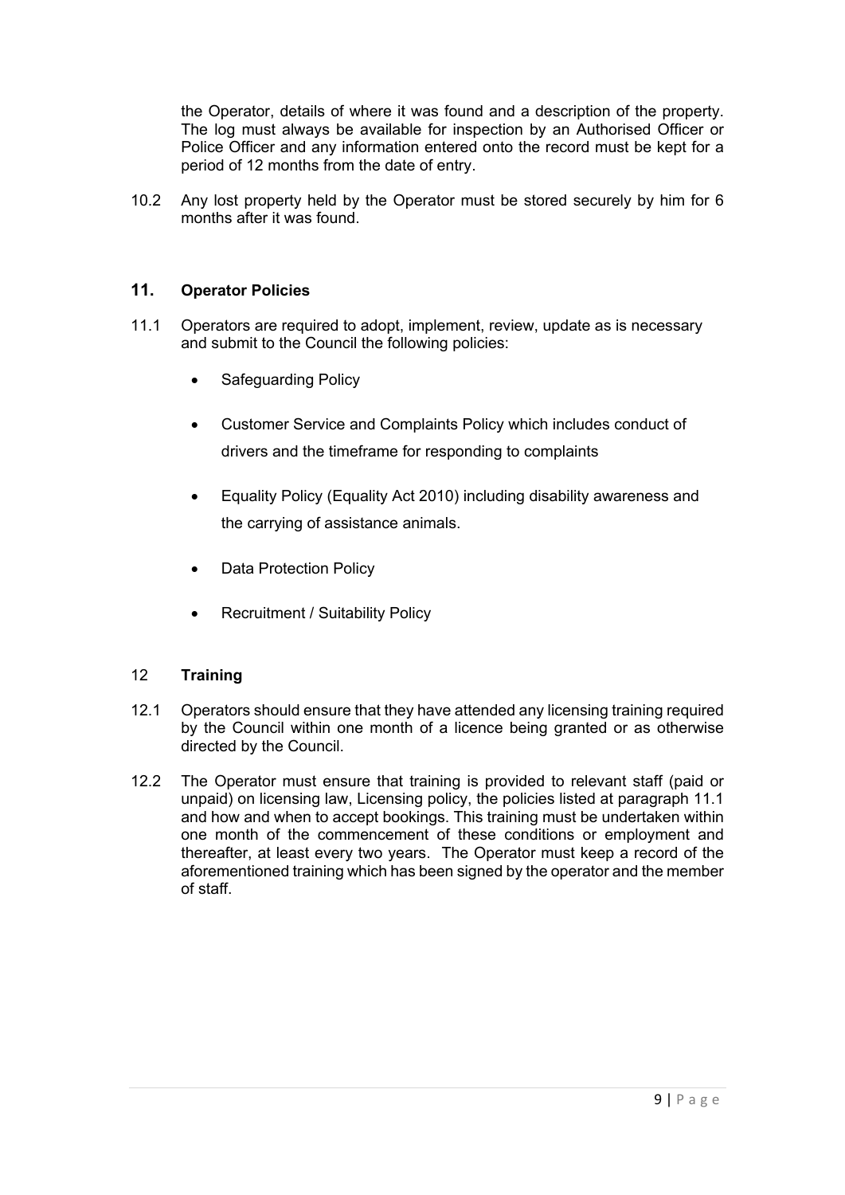the Operator, details of where it was found and a description of the property. The log must always be available for inspection by an Authorised Officer or Police Officer and any information entered onto the record must be kept for a period of 12 months from the date of entry.

10.2 Any lost property held by the Operator must be stored securely by him for 6 months after it was found.

## 11. Operator Policies

11.1 Operators are required to adopt, implement, review, update as is necessary and submit to the Council the following policies:

- Safeguarding Policy
- Customer Service and Complaints Policy which includes conduct of drivers and the timeframe for responding to complaints
- Equality Policy (Equality Act 2010) including disability awareness and the carrying of assistance animals.
- Data Protection Policy
- Recruitment / Suitability Policy

## 12 Training

12.1 Operators should ensure that they have attended any licensing training required by the Council within one month of a licence being granted or as otherwise directed by the Council.

12.2 The Operator must ensure that training is provided to relevant staff (paid or unpaid) on licensing law, Licensing policy, the policies listed at paragraph 11.1 and how and when to accept bookings. This training must be undertaken within one month of the commencement of these conditions or employment and thereafter, at least every two years. The Operator must keep a record of the aforementioned training which has been signed by the operator and the member of staff.